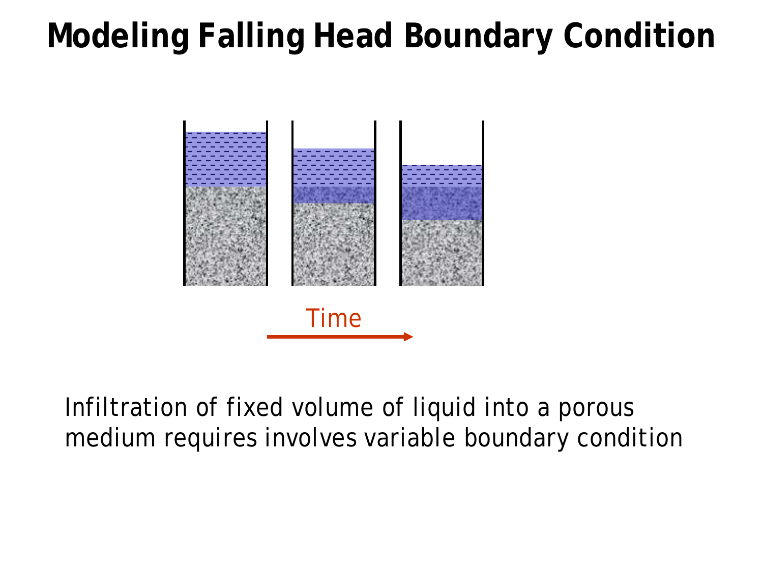# Modeling Falling Head Boundary Condition

Time

Infiltration of fixed volume of liquid into a porous medium requires involves variable boundary condition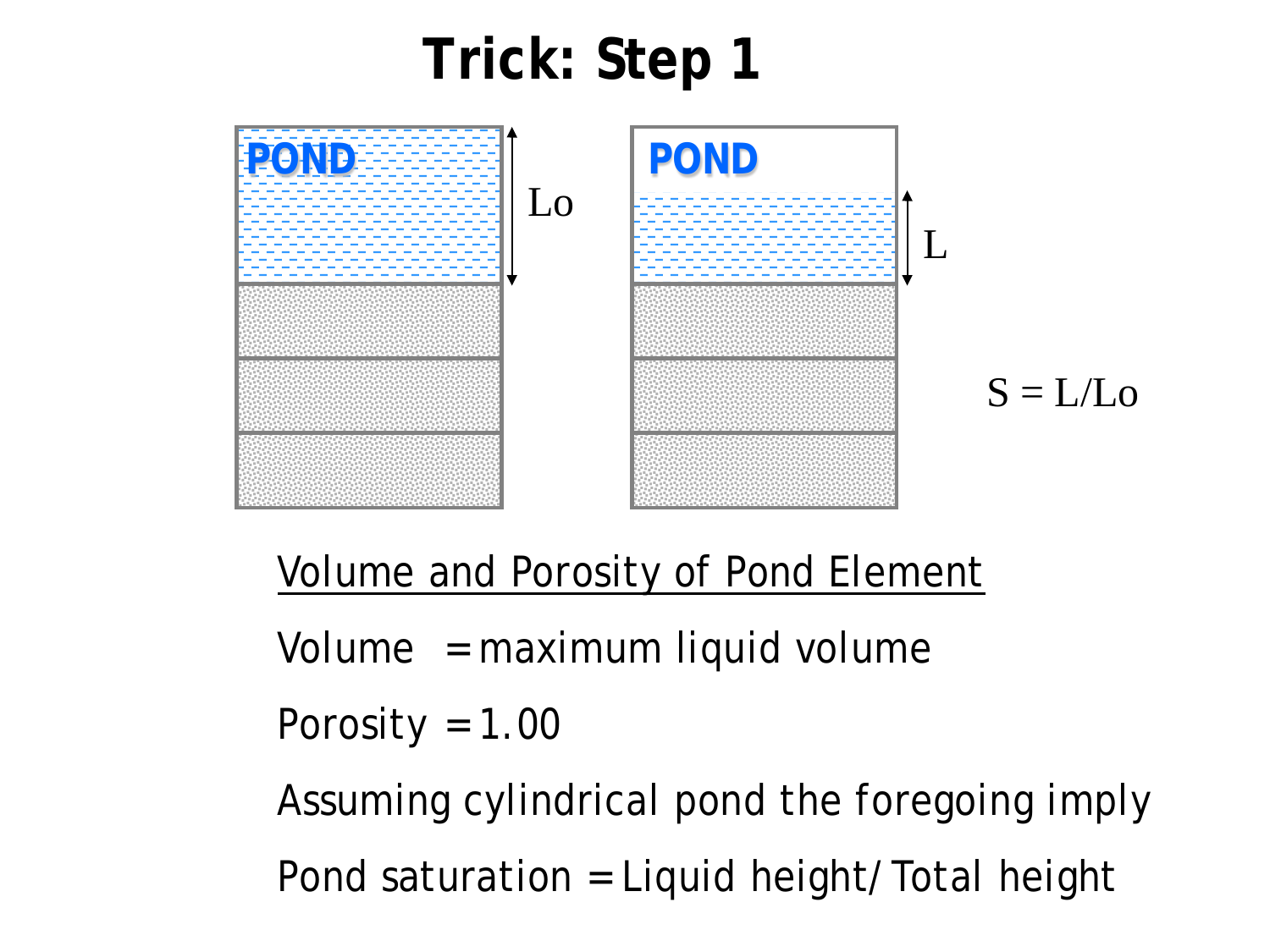# Trick: Step 1

POND

Lo

POND

L

S = L/Lo

<u>Volume and Porosity of Pond Element</u>

Volume = maximum liquid volume

Porosity = 1.00

Assuming cylindrical pond the foregoing imply

Pond saturation = Liquid height/ Total height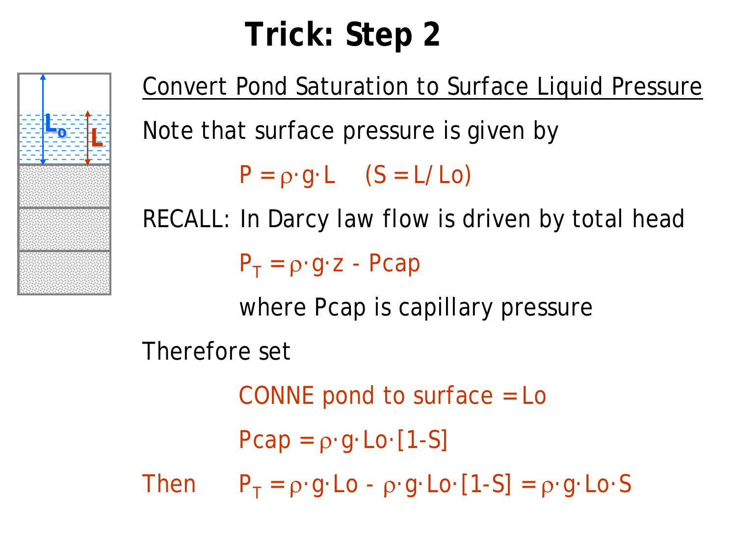# Trick: Step 2

Convert Pond Saturation to Surface Liquid Pressure

Note that surface pressure is given by

$$P = \rho \cdot g \cdot L \qquad (S = L/Lo)$$

RECALL: In Darcy law flow is driven by total head

$$P_T = \rho \cdot g \cdot z - Pcap$$

where Pcap is capillary pressure

Therefore set

CONNE pond to surface = Lo

$$Pcap = \rho \cdot g \cdot Lo \cdot [1-S]$$

Then $P_T = \rho \cdot g \cdot Lo - \rho \cdot g \cdot Lo \cdot [1-S] = \rho \cdot g \cdot Lo \cdot S$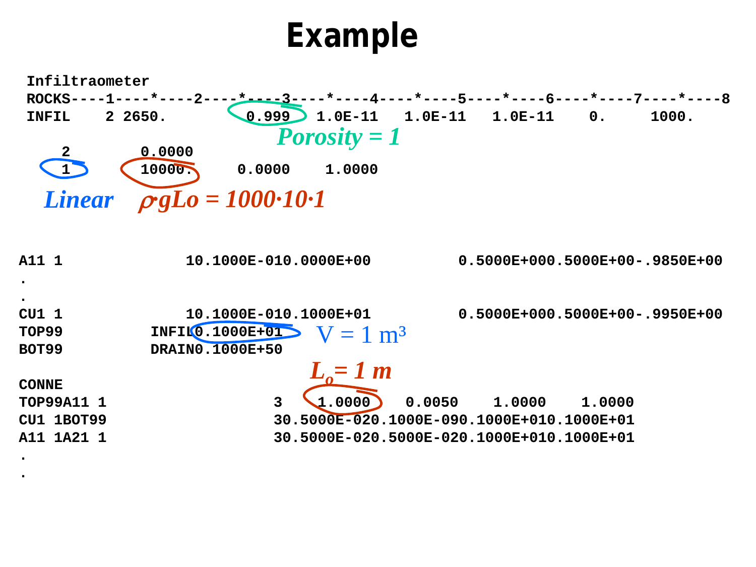# Example

```
Infiltraometer
ROCKS----1----*----2----*----3----*----4----*----5----*----6----*----7----*----8
INFIL    2 2650.        0.999  1.0E-11   1.0E-11   1.0E-11    0.     1000.

    2        0.0000
    1        10000.     0.0000    1.0000
```

*Porosity = 1*

*Linear*   *$\rho \cdot gLo = 1000 \cdot 10 \cdot 1$*

```
A11 1                10.1000E-010.0000E+00          0.5000E+000.5000E+00-.9850E+00
.
.
CU1 1                10.1000E-010.1000E+01          0.5000E+000.5000E+00-.9950E+00
TOP99           INFIL0.1000E+01
BOT99           DRAIN0.1000E+50

CONNE
TOP99A11 1                     3    1.0000    0.0050    1.0000    1.0000
CU1 1BOT99                     30.5000E-020.1000E-090.1000E+010.1000E+01
A11 1A21 1                     30.5000E-020.5000E-020.1000E+010.1000E+01
.
.
```

$V = 1\ m^3$

*$L_o = 1\ m$*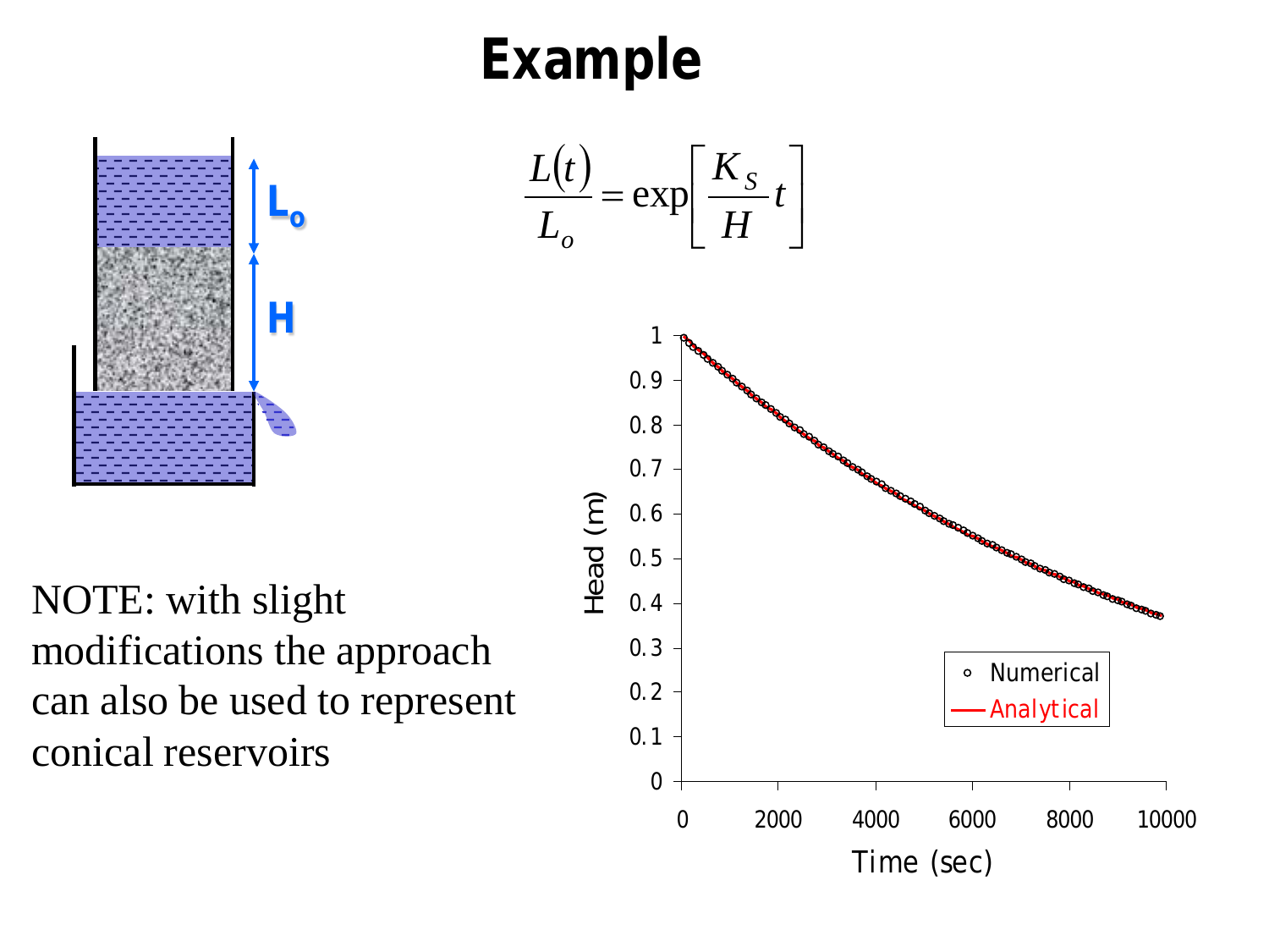# Example

L$_o$

H

$$\frac{L(t)}{L_o} = \exp\left[\frac{K_S}{H} t\right]$$

Head (m)

1

0.9

0.8

0.7

0.6

0.5

0.4

0.3

0.2

0.1

0

0

2000

4000

6000

8000

10000

Time (sec)

Numerical

Analytical

NOTE: with slight modifications the approach can also be used to represent conical reservoirs